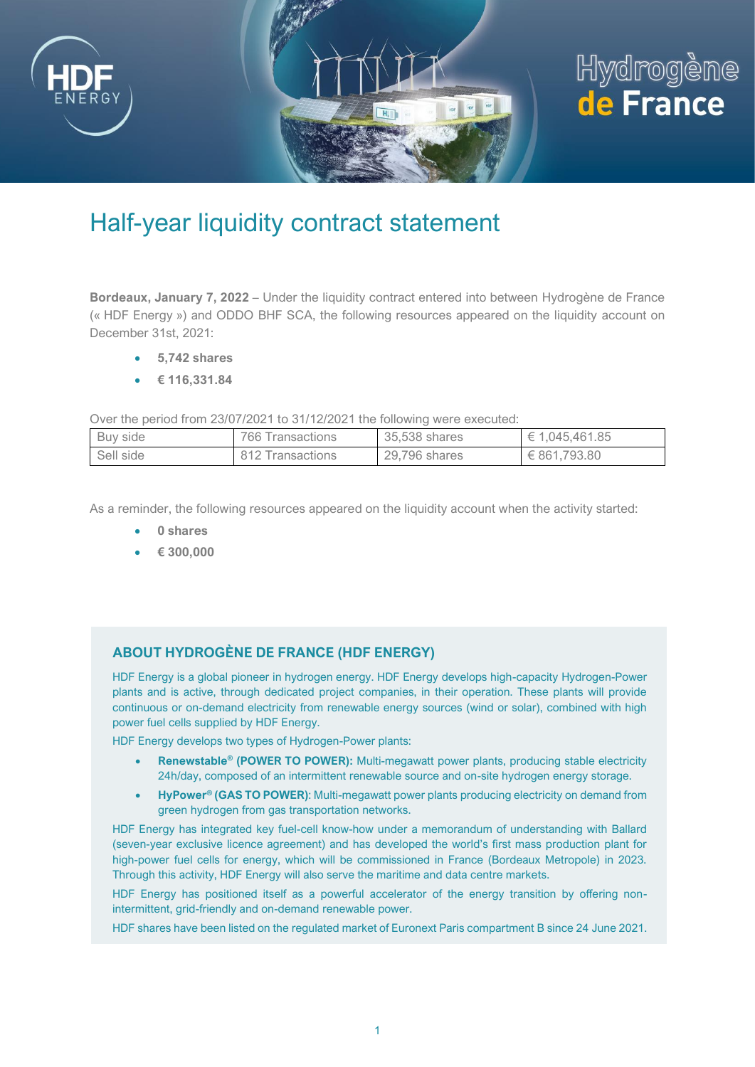# Half-year liquidity contract statement

**Bordeaux, January 7, 2022** – Under the liquidity contract entered into between Hydrogène de France (« HDF Energy ») and ODDO BHF SCA, the following resources appeared on the liquidity account on December 31st, 2021:

- **5,742 shares**
- **€ 116,331.84**

Over the period from 23/07/2021 to 31/12/2021 the following were executed:

| Buy side | 766 Transactions | 35,538 shares | € 1,045,461.85 |
|---|---|---|---|
| Sell side | 812 Transactions | 29,796 shares | € 861,793.80 |

As a reminder, the following resources appeared on the liquidity account when the activity started:

- **0 shares**
- **€ 300,000**

## ABOUT HYDROGÈNE DE FRANCE (HDF ENERGY)

HDF Energy is a global pioneer in hydrogen energy. HDF Energy develops high-capacity Hydrogen-Power plants and is active, through dedicated project companies, in their operation. These plants will provide continuous or on-demand electricity from renewable energy sources (wind or solar), combined with high power fuel cells supplied by HDF Energy.

HDF Energy develops two types of Hydrogen-Power plants:

- **Renewstable® (POWER TO POWER):** Multi-megawatt power plants, producing stable electricity 24h/day, composed of an intermittent renewable source and on-site hydrogen energy storage.
- **HyPower® (GAS TO POWER)**: Multi-megawatt power plants producing electricity on demand from green hydrogen from gas transportation networks.

HDF Energy has integrated key fuel-cell know-how under a memorandum of understanding with Ballard (seven-year exclusive licence agreement) and has developed the world's first mass production plant for high-power fuel cells for energy, which will be commissioned in France (Bordeaux Metropole) in 2023. Through this activity, HDF Energy will also serve the maritime and data centre markets.

HDF Energy has positioned itself as a powerful accelerator of the energy transition by offering non-intermittent, grid-friendly and on-demand renewable power.

HDF shares have been listed on the regulated market of Euronext Paris compartment B since 24 June 2021.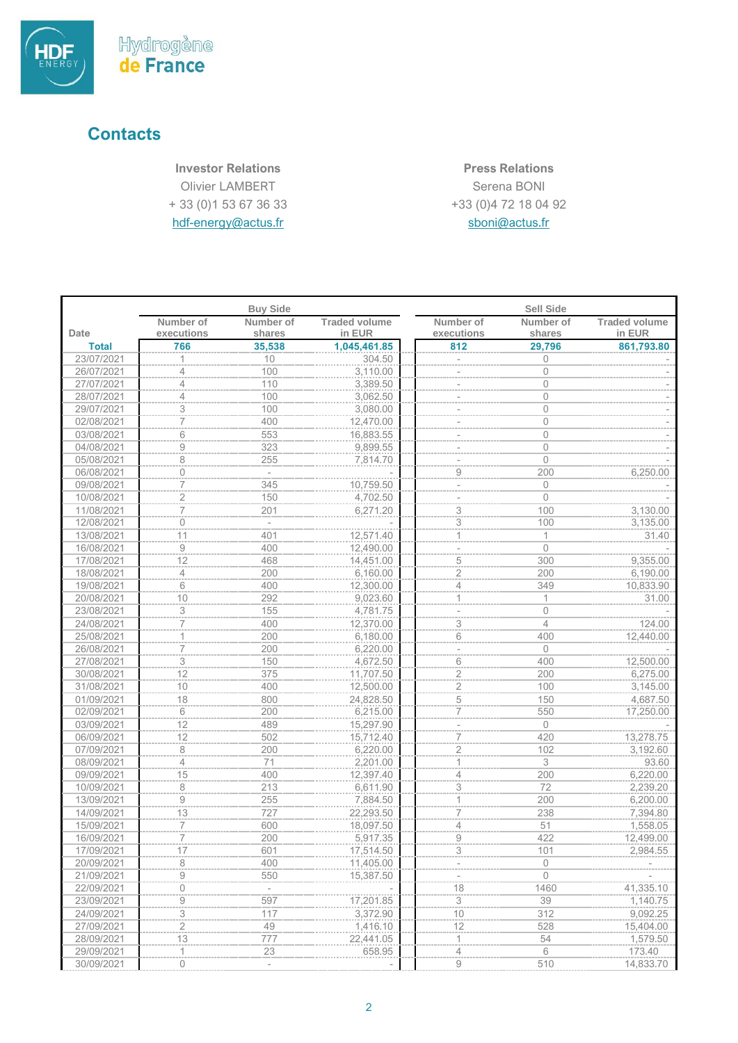## Contacts

| Investor Relations | Press Relations |
|---|---|
| Olivier LAMBERT | Serena BONI |
| + 33 (0)1 53 67 36 33 | +33 (0)4 72 18 04 92 |
| hdf-energy@actus.fr | sboni@actus.fr |

| | Buy Side | | | Sell Side | | |
|---|---|---|---|---|---|---|
| Date | Number of executions | Number of shares | Traded volume in EUR | Number of executions | Number of shares | Traded volume in EUR |
| **Total** | **766** | **35,538** | **1,045,461.85** | **812** | **29,796** | **861,793.80** |
| 23/07/2021 | 1 | 10 | 304.50 | - | 0 | - |
| 26/07/2021 | 4 | 100 | 3,110.00 | - | 0 | - |
| 27/07/2021 | 4 | 110 | 3,389.50 | - | 0 | - |
| 28/07/2021 | 4 | 100 | 3,062.50 | - | 0 | - |
| 29/07/2021 | 3 | 100 | 3,080.00 | - | 0 | - |
| 02/08/2021 | 7 | 400 | 12,470.00 | - | 0 | - |
| 03/08/2021 | 6 | 553 | 16,883.55 | - | 0 | - |
| 04/08/2021 | 9 | 323 | 9,899.55 | - | 0 | - |
| 05/08/2021 | 8 | 255 | 7,814.70 | - | 0 | - |
| 06/08/2021 | 0 | - | - | 9 | 200 | 6,250.00 |
| 09/08/2021 | 7 | 345 | 10,759.50 | - | 0 | - |
| 10/08/2021 | 2 | 150 | 4,702.50 | - | 0 | - |
| 11/08/2021 | 7 | 201 | 6,271.20 | 3 | 100 | 3,130.00 |
| 12/08/2021 | 0 | - | - | 3 | 100 | 3,135.00 |
| 13/08/2021 | 11 | 401 | 12,571.40 | 1 | 1 | 31.40 |
| 16/08/2021 | 9 | 400 | 12,490.00 | - | 0 | - |
| 17/08/2021 | 12 | 468 | 14,451.00 | 5 | 300 | 9,355.00 |
| 18/08/2021 | 4 | 200 | 6,160.00 | 2 | 200 | 6,190.00 |
| 19/08/2021 | 6 | 400 | 12,300.00 | 4 | 349 | 10,833.90 |
| 20/08/2021 | 10 | 292 | 9,023.60 | 1 | 1 | 31.00 |
| 23/08/2021 | 3 | 155 | 4,781.75 | - | 0 | - |
| 24/08/2021 | 7 | 400 | 12,370.00 | 3 | 4 | 124.00 |
| 25/08/2021 | 1 | 200 | 6,180.00 | 6 | 400 | 12,440.00 |
| 26/08/2021 | 7 | 200 | 6,220.00 | - | 0 | - |
| 27/08/2021 | 3 | 150 | 4,672.50 | 6 | 400 | 12,500.00 |
| 30/08/2021 | 12 | 375 | 11,707.50 | 2 | 200 | 6,275.00 |
| 31/08/2021 | 10 | 400 | 12,500.00 | 2 | 100 | 3,145.00 |
| 01/09/2021 | 18 | 800 | 24,828.50 | 5 | 150 | 4,687.50 |
| 02/09/2021 | 6 | 200 | 6,215.00 | 7 | 550 | 17,250.00 |
| 03/09/2021 | 12 | 489 | 15,297.90 | - | 0 | - |
| 06/09/2021 | 12 | 502 | 15,712.40 | 7 | 420 | 13,278.75 |
| 07/09/2021 | 8 | 200 | 6,220.00 | 2 | 102 | 3,192.60 |
| 08/09/2021 | 4 | 71 | 2,201.00 | 1 | 3 | 93.60 |
| 09/09/2021 | 15 | 400 | 12,397.40 | 4 | 200 | 6,220.00 |
| 10/09/2021 | 8 | 213 | 6,611.90 | 3 | 72 | 2,239.20 |
| 13/09/2021 | 9 | 255 | 7,884.50 | 1 | 200 | 6,200.00 |
| 14/09/2021 | 13 | 727 | 22,293.50 | 7 | 238 | 7,394.80 |
| 15/09/2021 | 7 | 600 | 18,097.50 | 4 | 51 | 1,558.05 |
| 16/09/2021 | 7 | 200 | 5,917.35 | 9 | 422 | 12,499.00 |
| 17/09/2021 | 17 | 601 | 17,514.50 | 3 | 101 | 2,984.55 |
| 20/09/2021 | 8 | 400 | 11,405.00 | - | 0 | - |
| 21/09/2021 | 9 | 550 | 15,387.50 | - | 0 | - |
| 22/09/2021 | 0 | - | - | 18 | 1460 | 41,335.10 |
| 23/09/2021 | 9 | 597 | 17,201.85 | 3 | 39 | 1,140.75 |
| 24/09/2021 | 3 | 117 | 3,372.90 | 10 | 312 | 9,092.25 |
| 27/09/2021 | 2 | 49 | 1,416.10 | 12 | 528 | 15,404.00 |
| 28/09/2021 | 13 | 777 | 22,441.05 | 1 | 54 | 1,579.50 |
| 29/09/2021 | 1 | 23 | 658.95 | 4 | 6 | 173.40 |
| 30/09/2021 | 0 | - | - | 9 | 510 | 14,833.70 |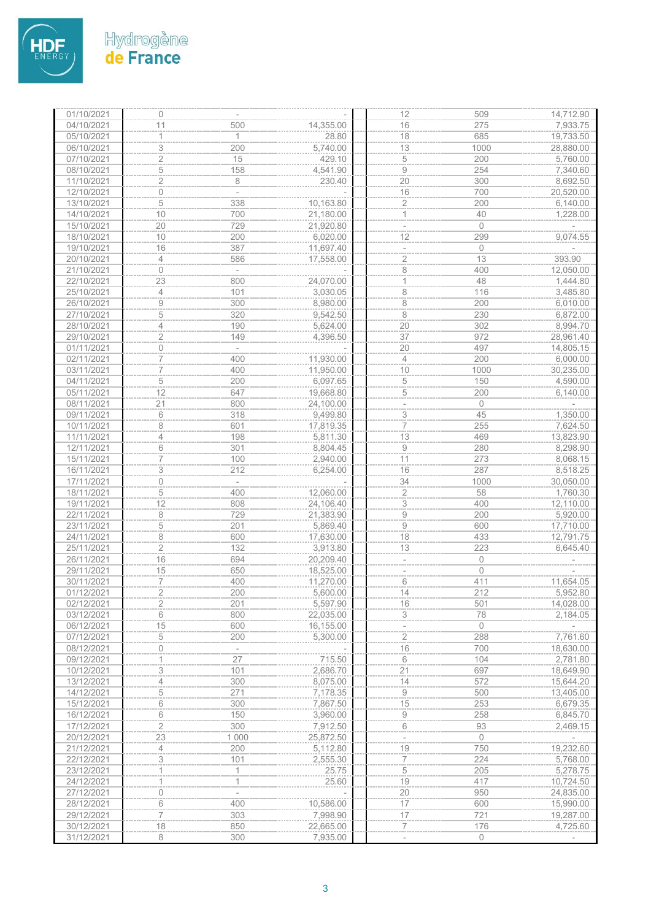| | | | | | | |
|---|---|---|---|---|---|---|
| 01/10/2021 | 0 | - | - | 12 | 509 | 14,712.90 |
| 04/10/2021 | 11 | 500 | 14,355.00 | 16 | 275 | 7,933.75 |
| 05/10/2021 | 1 | 1 | 28.80 | 18 | 685 | 19,733.50 |
| 06/10/2021 | 3 | 200 | 5,740.00 | 13 | 1000 | 28,880.00 |
| 07/10/2021 | 2 | 15 | 429.10 | 5 | 200 | 5,760.00 |
| 08/10/2021 | 5 | 158 | 4,541.90 | 9 | 254 | 7,340.60 |
| 11/10/2021 | 2 | 8 | 230.40 | 20 | 300 | 8,692.50 |
| 12/10/2021 | 0 | - | - | 16 | 700 | 20,520.00 |
| 13/10/2021 | 5 | 338 | 10,163.80 | 2 | 200 | 6,140.00 |
| 14/10/2021 | 10 | 700 | 21,180.00 | 1 | 40 | 1,228.00 |
| 15/10/2021 | 20 | 729 | 21,920.80 | - | 0 | - |
| 18/10/2021 | 10 | 200 | 6,020.00 | 12 | 299 | 9,074.55 |
| 19/10/2021 | 16 | 387 | 11,697.40 | - | 0 | - |
| 20/10/2021 | 4 | 586 | 17,558.00 | 2 | 13 | 393.90 |
| 21/10/2021 | 0 | - | - | 8 | 400 | 12,050.00 |
| 22/10/2021 | 23 | 800 | 24,070.00 | 1 | 48 | 1,444.80 |
| 25/10/2021 | 4 | 101 | 3,030.05 | 8 | 116 | 3,485.80 |
| 26/10/2021 | 9 | 300 | 8,980.00 | 8 | 200 | 6,010.00 |
| 27/10/2021 | 5 | 320 | 9,542.50 | 8 | 230 | 6,872.00 |
| 28/10/2021 | 4 | 190 | 5,624.00 | 20 | 302 | 8,994.70 |
| 29/10/2021 | 2 | 149 | 4,396.50 | 37 | 972 | 28,961.40 |
| 01/11/2021 | 0 | - | - | 20 | 497 | 14,805.15 |
| 02/11/2021 | 7 | 400 | 11,930.00 | 4 | 200 | 6,000.00 |
| 03/11/2021 | 7 | 400 | 11,950.00 | 10 | 1000 | 30,235.00 |
| 04/11/2021 | 5 | 200 | 6,097.65 | 5 | 150 | 4,590.00 |
| 05/11/2021 | 12 | 647 | 19,668.80 | 5 | 200 | 6,140.00 |
| 08/11/2021 | 21 | 800 | 24,100.00 | - | 0 | - |
| 09/11/2021 | 6 | 318 | 9,499.80 | 3 | 45 | 1,350.00 |
| 10/11/2021 | 8 | 601 | 17,819.35 | 7 | 255 | 7,624.50 |
| 11/11/2021 | 4 | 198 | 5,811.30 | 13 | 469 | 13,823.90 |
| 12/11/2021 | 6 | 301 | 8,804.45 | 9 | 280 | 8,298.90 |
| 15/11/2021 | 7 | 100 | 2,940.00 | 11 | 273 | 8,068.15 |
| 16/11/2021 | 3 | 212 | 6,254.00 | 16 | 287 | 8,518.25 |
| 17/11/2021 | 0 | - | - | 34 | 1000 | 30,050.00 |
| 18/11/2021 | 5 | 400 | 12,060.00 | 2 | 58 | 1,760.30 |
| 19/11/2021 | 12 | 808 | 24,106.40 | 3 | 400 | 12,110.00 |
| 22/11/2021 | 8 | 729 | 21,383.90 | 9 | 200 | 5,920.00 |
| 23/11/2021 | 5 | 201 | 5,869.40 | 9 | 600 | 17,710.00 |
| 24/11/2021 | 8 | 600 | 17,630.00 | 18 | 433 | 12,791.75 |
| 25/11/2021 | 2 | 132 | 3,913.80 | 13 | 223 | 6,645.40 |
| 26/11/2021 | 16 | 694 | 20,209.40 | - | 0 | - |
| 29/11/2021 | 15 | 650 | 18,525.00 | - | 0 | - |
| 30/11/2021 | 7 | 400 | 11,270.00 | 6 | 411 | 11,654.05 |
| 01/12/2021 | 2 | 200 | 5,600.00 | 14 | 212 | 5,952.80 |
| 02/12/2021 | 2 | 201 | 5,597.90 | 16 | 501 | 14,028.00 |
| 03/12/2021 | 6 | 800 | 22,035.00 | 3 | 78 | 2,184.05 |
| 06/12/2021 | 15 | 600 | 16,155.00 | - | 0 | - |
| 07/12/2021 | 5 | 200 | 5,300.00 | 2 | 288 | 7,761.60 |
| 08/12/2021 | 0 | - | - | 16 | 700 | 18,630.00 |
| 09/12/2021 | 1 | 27 | 715.50 | 6 | 104 | 2,781.80 |
| 10/12/2021 | 3 | 101 | 2,686.70 | 21 | 697 | 18,649.90 |
| 13/12/2021 | 4 | 300 | 8,075.00 | 14 | 572 | 15,644.20 |
| 14/12/2021 | 5 | 271 | 7,178.35 | 9 | 500 | 13,405.00 |
| 15/12/2021 | 6 | 300 | 7,867.50 | 15 | 253 | 6,679.35 |
| 16/12/2021 | 6 | 150 | 3,960.00 | 9 | 258 | 6,845.70 |
| 17/12/2021 | 2 | 300 | 7,912.50 | 6 | 93 | 2,469.15 |
| 20/12/2021 | 23 | 1 000 | 25,872.50 | - | 0 | - |
| 21/12/2021 | 4 | 200 | 5,112.80 | 19 | 750 | 19,232.60 |
| 22/12/2021 | 3 | 101 | 2,555.30 | 7 | 224 | 5,768.00 |
| 23/12/2021 | 1 | 1 | 25.75 | 5 | 205 | 5,278.75 |
| 24/12/2021 | 1 | 1 | 25.60 | 19 | 417 | 10,724.50 |
| 27/12/2021 | 0 | - | - | 20 | 950 | 24,835.00 |
| 28/12/2021 | 6 | 400 | 10,586.00 | 17 | 600 | 15,990.00 |
| 29/12/2021 | 7 | 303 | 7,998.90 | 17 | 721 | 19,287.00 |
| 30/12/2021 | 18 | 850 | 22,665.00 | 7 | 176 | 4,725.60 |
| 31/12/2021 | 8 | 300 | 7,935.00 | - | 0 | - |